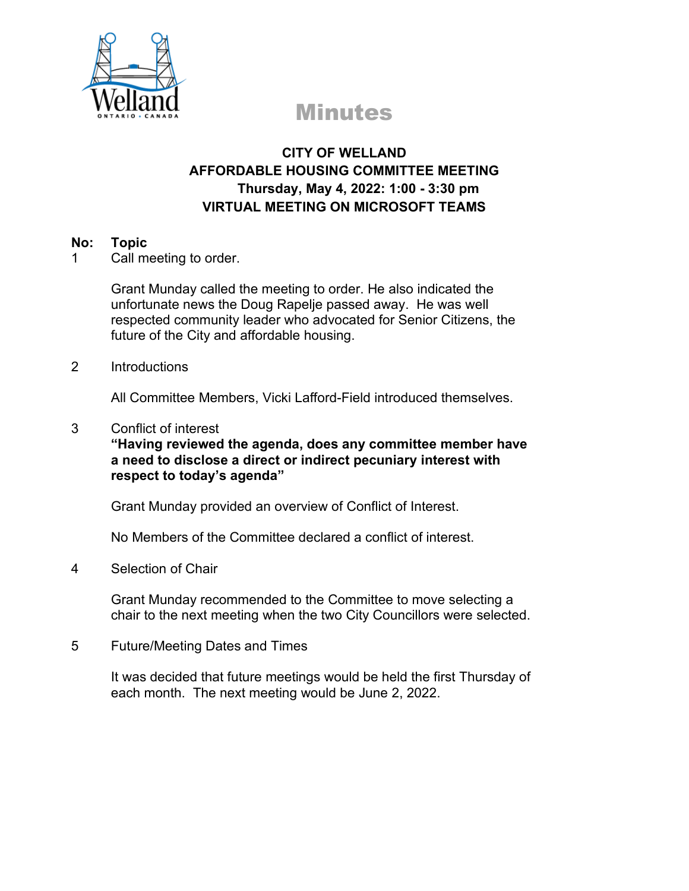# Minutes

**CITY OF WELLAND**
**AFFORDABLE HOUSING COMMITTEE MEETING**
**Thursday, May 4, 2022: 1:00 - 3:30 pm**
**VIRTUAL MEETING ON MICROSOFT TEAMS**

**No: Topic**

1 Call meeting to order.

Grant Munday called the meeting to order. He also indicated the unfortunate news the Doug Rapelje passed away. He was well respected community leader who advocated for Senior Citizens, the future of the City and affordable housing.

2 Introductions

All Committee Members, Vicki Lafford-Field introduced themselves.

3 Conflict of interest

**"Having reviewed the agenda, does any committee member have a need to disclose a direct or indirect pecuniary interest with respect to today's agenda"**

Grant Munday provided an overview of Conflict of Interest.

No Members of the Committee declared a conflict of interest.

4 Selection of Chair

Grant Munday recommended to the Committee to move selecting a chair to the next meeting when the two City Councillors were selected.

5 Future/Meeting Dates and Times

It was decided that future meetings would be held the first Thursday of each month. The next meeting would be June 2, 2022.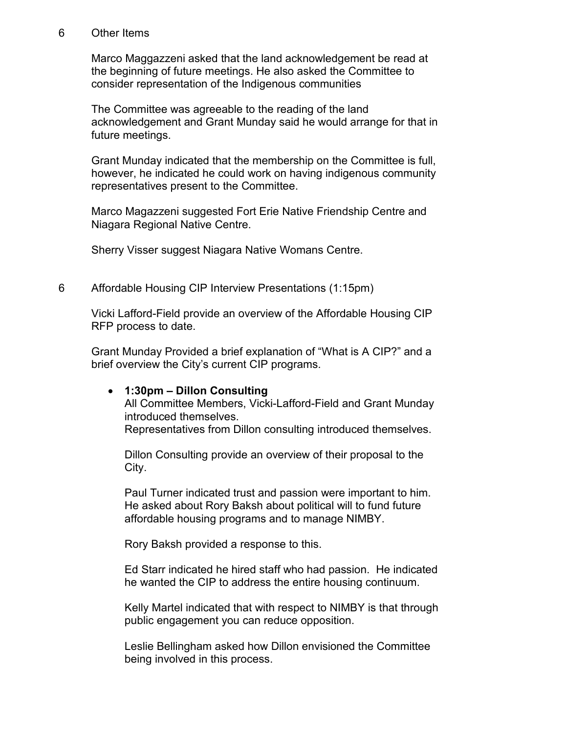## 6 Other Items

Marco Maggazzeni asked that the land acknowledgement be read at the beginning of future meetings. He also asked the Committee to consider representation of the Indigenous communities

The Committee was agreeable to the reading of the land acknowledgement and Grant Munday said he would arrange for that in future meetings.

Grant Munday indicated that the membership on the Committee is full, however, he indicated he could work on having indigenous community representatives present to the Committee.

Marco Magazzeni suggested Fort Erie Native Friendship Centre and Niagara Regional Native Centre.

Sherry Visser suggest Niagara Native Womans Centre.

## 6 Affordable Housing CIP Interview Presentations (1:15pm)

Vicki Lafford-Field provide an overview of the Affordable Housing CIP RFP process to date.

Grant Munday Provided a brief explanation of "What is A CIP?" and a brief overview the City's current CIP programs.

- **1:30pm – Dillon Consulting**
  All Committee Members, Vicki-Lafford-Field and Grant Munday introduced themselves.
  Representatives from Dillon consulting introduced themselves.

  Dillon Consulting provide an overview of their proposal to the City.

  Paul Turner indicated trust and passion were important to him. He asked about Rory Baksh about political will to fund future affordable housing programs and to manage NIMBY.

  Rory Baksh provided a response to this.

  Ed Starr indicated he hired staff who had passion. He indicated he wanted the CIP to address the entire housing continuum.

  Kelly Martel indicated that with respect to NIMBY is that through public engagement you can reduce opposition.

  Leslie Bellingham asked how Dillon envisioned the Committee being involved in this process.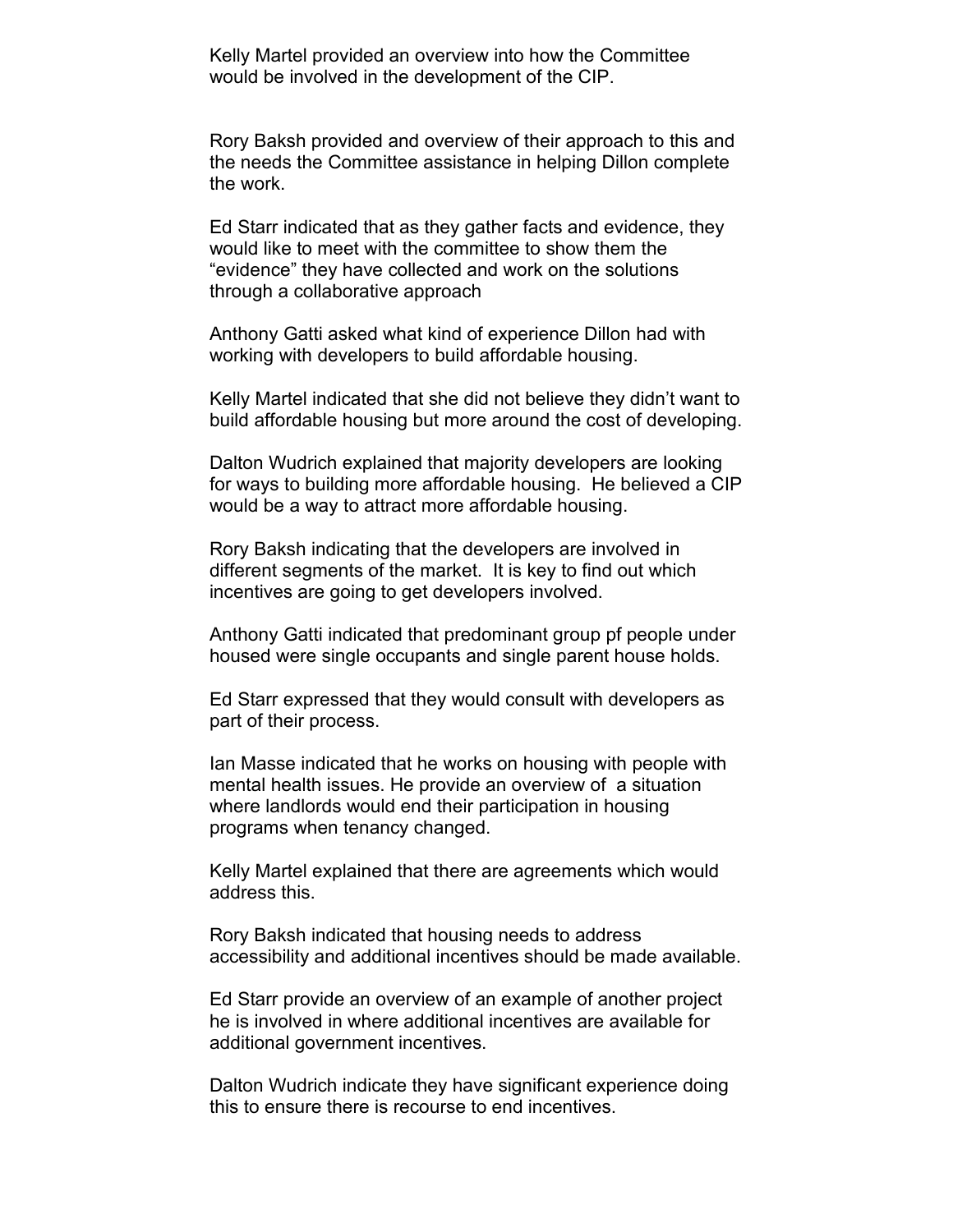Kelly Martel provided an overview into how the Committee would be involved in the development of the CIP.

Rory Baksh provided and overview of their approach to this and the needs the Committee assistance in helping Dillon complete the work.

Ed Starr indicated that as they gather facts and evidence, they would like to meet with the committee to show them the “evidence” they have collected and work on the solutions through a collaborative approach

Anthony Gatti asked what kind of experience Dillon had with working with developers to build affordable housing.

Kelly Martel indicated that she did not believe they didn’t want to build affordable housing but more around the cost of developing.

Dalton Wudrich explained that majority developers are looking for ways to building more affordable housing. He believed a CIP would be a way to attract more affordable housing.

Rory Baksh indicating that the developers are involved in different segments of the market. It is key to find out which incentives are going to get developers involved.

Anthony Gatti indicated that predominant group pf people under housed were single occupants and single parent house holds.

Ed Starr expressed that they would consult with developers as part of their process.

Ian Masse indicated that he works on housing with people with mental health issues. He provide an overview of a situation where landlords would end their participation in housing programs when tenancy changed.

Kelly Martel explained that there are agreements which would address this.

Rory Baksh indicated that housing needs to address accessibility and additional incentives should be made available.

Ed Starr provide an overview of an example of another project he is involved in where additional incentives are available for additional government incentives.

Dalton Wudrich indicate they have significant experience doing this to ensure there is recourse to end incentives.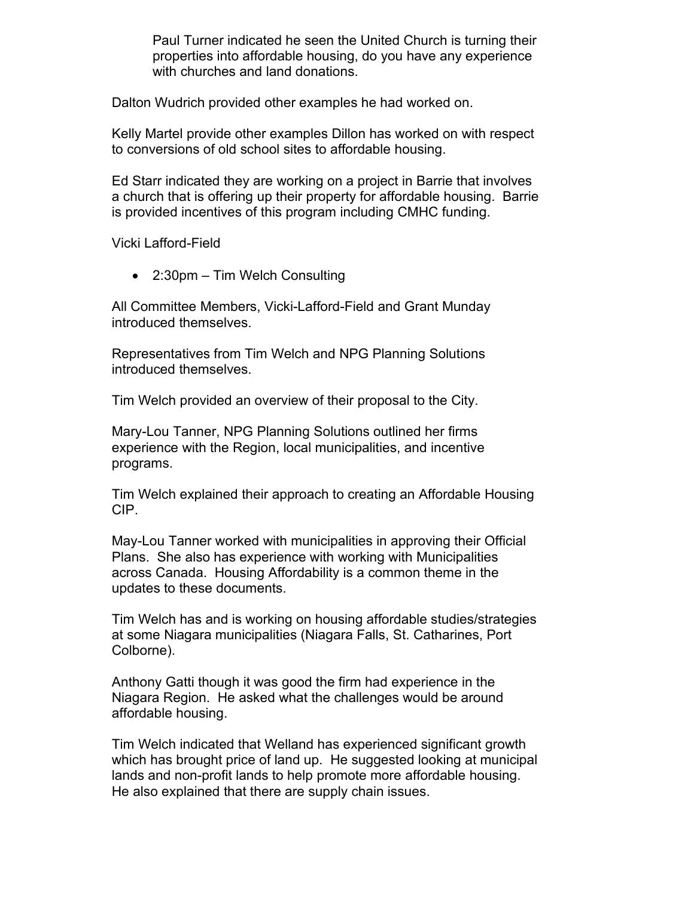Paul Turner indicated he seen the United Church is turning their properties into affordable housing, do you have any experience with churches and land donations.

Dalton Wudrich provided other examples he had worked on.

Kelly Martel provide other examples Dillon has worked on with respect to conversions of old school sites to affordable housing.

Ed Starr indicated they are working on a project in Barrie that involves a church that is offering up their property for affordable housing. Barrie is provided incentives of this program including CMHC funding.

Vicki Lafford-Field

- 2:30pm – Tim Welch Consulting

All Committee Members, Vicki-Lafford-Field and Grant Munday introduced themselves.

Representatives from Tim Welch and NPG Planning Solutions introduced themselves.

Tim Welch provided an overview of their proposal to the City.

Mary-Lou Tanner, NPG Planning Solutions outlined her firms experience with the Region, local municipalities, and incentive programs.

Tim Welch explained their approach to creating an Affordable Housing CIP.

May-Lou Tanner worked with municipalities in approving their Official Plans. She also has experience with working with Municipalities across Canada. Housing Affordability is a common theme in the updates to these documents.

Tim Welch has and is working on housing affordable studies/strategies at some Niagara municipalities (Niagara Falls, St. Catharines, Port Colborne).

Anthony Gatti though it was good the firm had experience in the Niagara Region. He asked what the challenges would be around affordable housing.

Tim Welch indicated that Welland has experienced significant growth which has brought price of land up. He suggested looking at municipal lands and non-profit lands to help promote more affordable housing. He also explained that there are supply chain issues.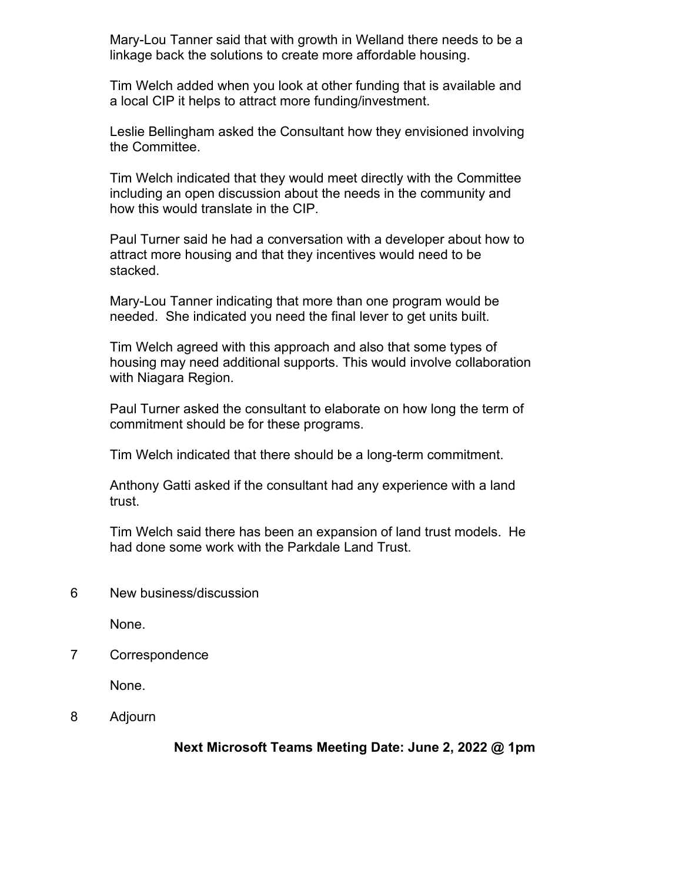Mary-Lou Tanner said that with growth in Welland there needs to be a linkage back the solutions to create more affordable housing.

Tim Welch added when you look at other funding that is available and a local CIP it helps to attract more funding/investment.

Leslie Bellingham asked the Consultant how they envisioned involving the Committee.

Tim Welch indicated that they would meet directly with the Committee including an open discussion about the needs in the community and how this would translate in the CIP.

Paul Turner said he had a conversation with a developer about how to attract more housing and that they incentives would need to be stacked.

Mary-Lou Tanner indicating that more than one program would be needed. She indicated you need the final lever to get units built.

Tim Welch agreed with this approach and also that some types of housing may need additional supports. This would involve collaboration with Niagara Region.

Paul Turner asked the consultant to elaborate on how long the term of commitment should be for these programs.

Tim Welch indicated that there should be a long-term commitment.

Anthony Gatti asked if the consultant had any experience with a land trust.

Tim Welch said there has been an expansion of land trust models. He had done some work with the Parkdale Land Trust.

6 New business/discussion

None.

7 Correspondence

None.

8 Adjourn

**Next Microsoft Teams Meeting Date: June 2, 2022 @ 1pm**